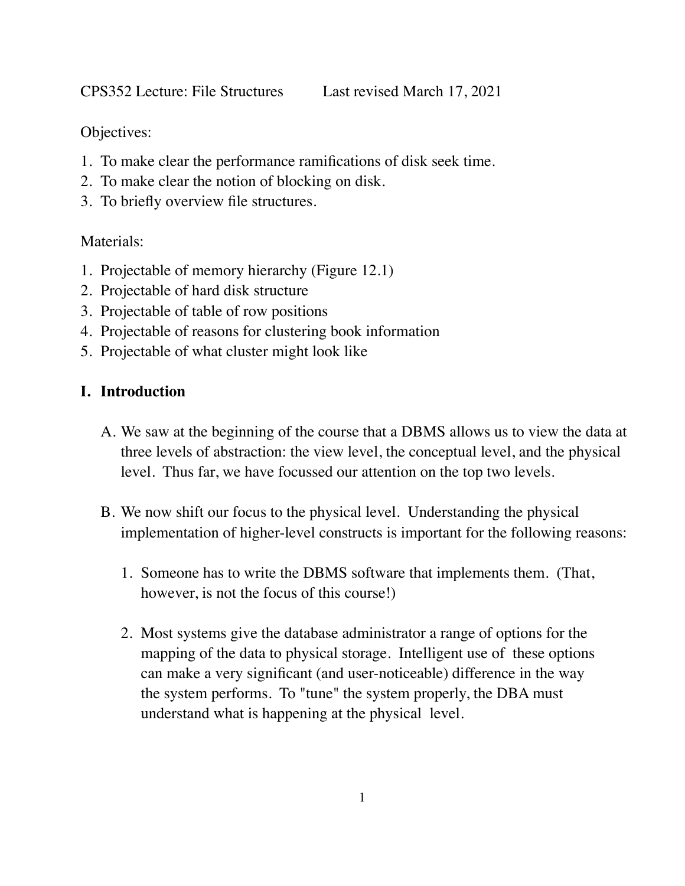CPS352 Lecture: File Structures Last revised March 17, 2021

Objectives:

1. To make clear the performance ramifications of disk seek time.
2. To make clear the notion of blocking on disk.
3. To briefly overview file structures.

Materials:

1. Projectable of memory hierarchy (Figure 12.1)
2. Projectable of hard disk structure
3. Projectable of table of row positions
4. Projectable of reasons for clustering book information
5. Projectable of what cluster might look like

## I. Introduction

A. We saw at the beginning of the course that a DBMS allows us to view the data at three levels of abstraction: the view level, the conceptual level, and the physical level. Thus far, we have focussed our attention on the top two levels.

B. We now shift our focus to the physical level. Understanding the physical implementation of higher-level constructs is important for the following reasons:

1. Someone has to write the DBMS software that implements them. (That, however, is not the focus of this course!)

2. Most systems give the database administrator a range of options for the mapping of the data to physical storage. Intelligent use of these options can make a very significant (and user-noticeable) difference in the way the system performs. To "tune" the system properly, the DBA must understand what is happening at the physical level.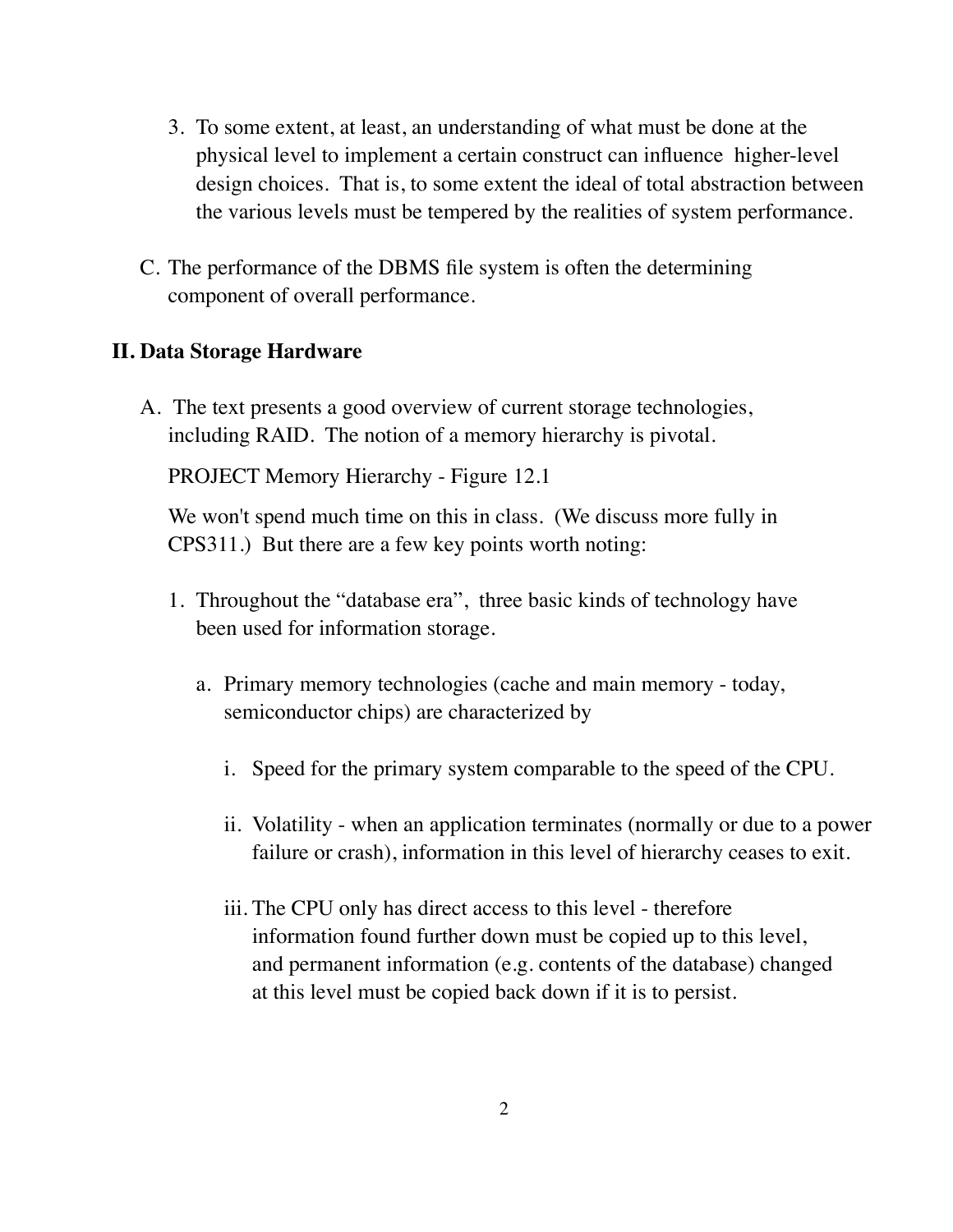3. To some extent, at least, an understanding of what must be done at the physical level to implement a certain construct can influence higher-level design choices. That is, to some extent the ideal of total abstraction between the various levels must be tempered by the realities of system performance.

C. The performance of the DBMS file system is often the determining component of overall performance.

## II. Data Storage Hardware

A. The text presents a good overview of current storage technologies, including RAID. The notion of a memory hierarchy is pivotal.

PROJECT Memory Hierarchy - Figure 12.1

We won't spend much time on this in class. (We discuss more fully in CPS311.) But there are a few key points worth noting:

1. Throughout the "database era", three basic kinds of technology have been used for information storage.

   a. Primary memory technologies (cache and main memory - today, semiconductor chips) are characterized by

      i. Speed for the primary system comparable to the speed of the CPU.

      ii. Volatility - when an application terminates (normally or due to a power failure or crash), information in this level of hierarchy ceases to exit.

      iii. The CPU only has direct access to this level - therefore information found further down must be copied up to this level, and permanent information (e.g. contents of the database) changed at this level must be copied back down if it is to persist.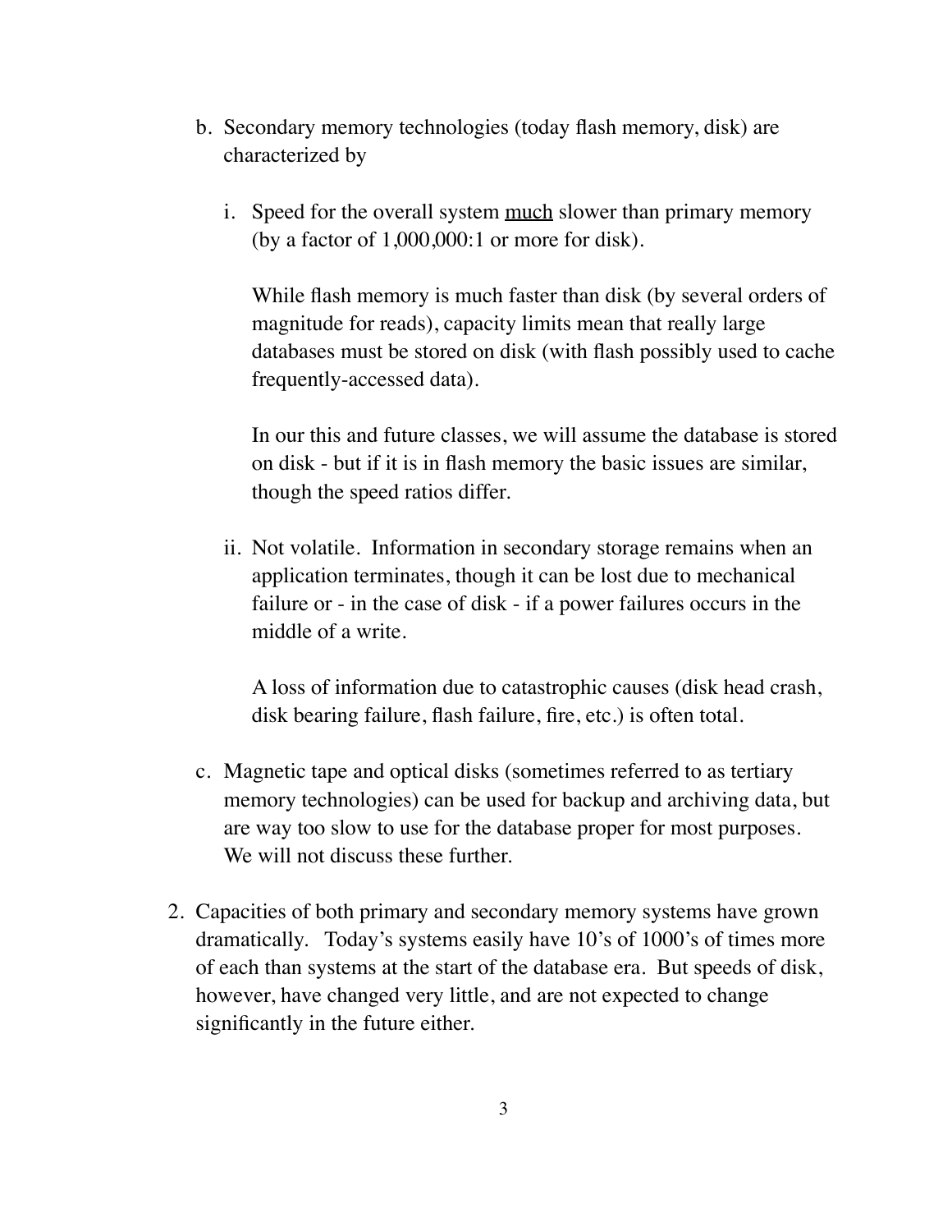b. Secondary memory technologies (today flash memory, disk) are characterized by

   i. Speed for the overall system <u>much</u> slower than primary memory (by a factor of 1,000,000:1 or more for disk).

      While flash memory is much faster than disk (by several orders of magnitude for reads), capacity limits mean that really large databases must be stored on disk (with flash possibly used to cache frequently-accessed data).

      In our this and future classes, we will assume the database is stored on disk - but if it is in flash memory the basic issues are similar, though the speed ratios differ.

   ii. Not volatile. Information in secondary storage remains when an application terminates, though it can be lost due to mechanical failure or - in the case of disk - if a power failures occurs in the middle of a write.

      A loss of information due to catastrophic causes (disk head crash, disk bearing failure, flash failure, fire, etc.) is often total.

c. Magnetic tape and optical disks (sometimes referred to as tertiary memory technologies) can be used for backup and archiving data, but are way too slow to use for the database proper for most purposes. We will not discuss these further.

2. Capacities of both primary and secondary memory systems have grown dramatically. Today's systems easily have 10's of 1000's of times more of each than systems at the start of the database era. But speeds of disk, however, have changed very little, and are not expected to change significantly in the future either.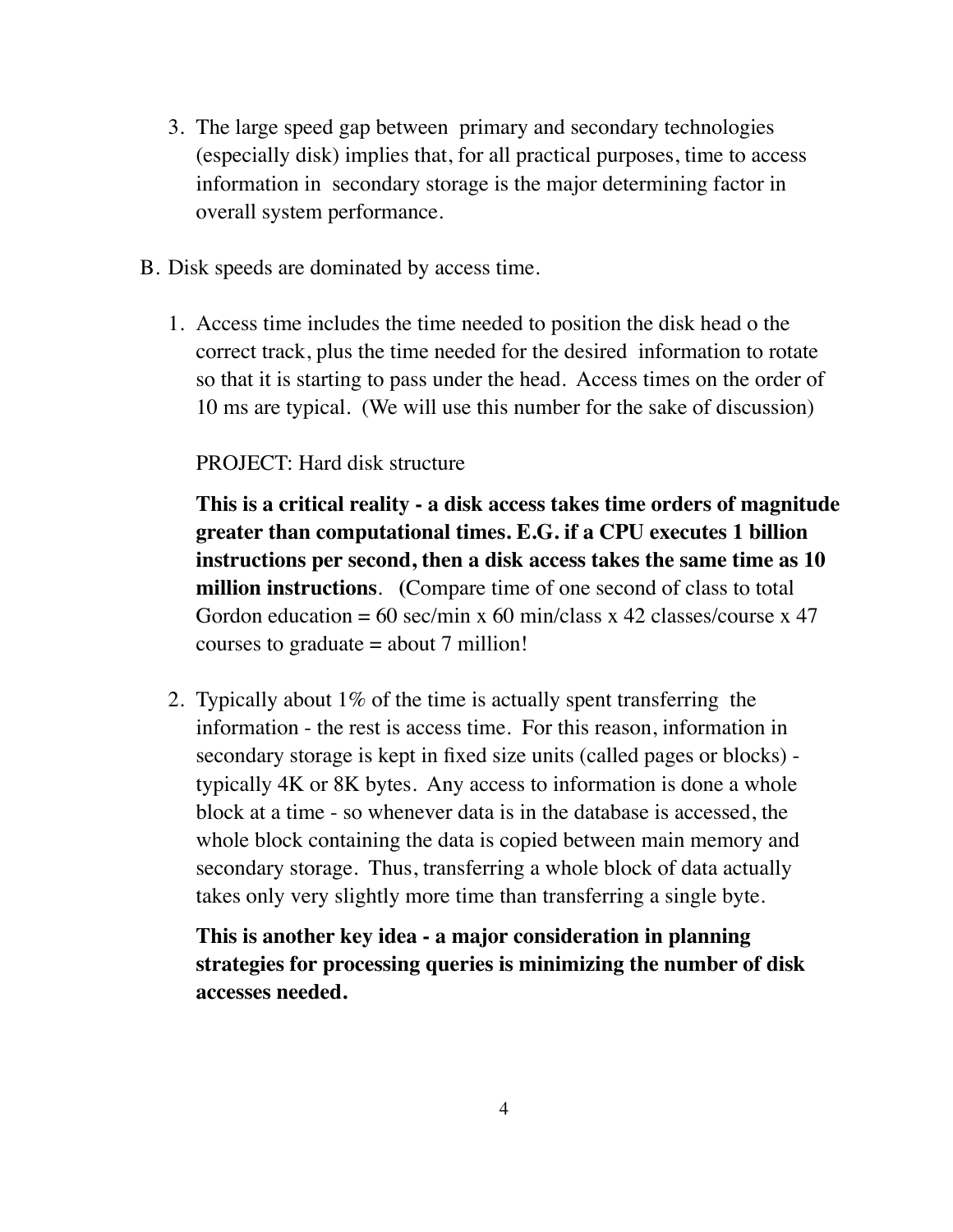3. The large speed gap between primary and secondary technologies (especially disk) implies that, for all practical purposes, time to access information in secondary storage is the major determining factor in overall system performance.

B. Disk speeds are dominated by access time.

1. Access time includes the time needed to position the disk head o the correct track, plus the time needed for the desired information to rotate so that it is starting to pass under the head. Access times on the order of 10 ms are typical. (We will use this number for the sake of discussion)

   PROJECT: Hard disk structure

   **This is a critical reality - a disk access takes time orders of magnitude greater than computational times. E.G. if a CPU executes 1 billion instructions per second, then a disk access takes the same time as 10 million instructions**. **(**Compare time of one second of class to total Gordon education = 60 sec/min x 60 min/class x 42 classes/course x 47 courses to graduate = about 7 million!

2. Typically about 1% of the time is actually spent transferring the information - the rest is access time. For this reason, information in secondary storage is kept in fixed size units (called pages or blocks) - typically 4K or 8K bytes. Any access to information is done a whole block at a time - so whenever data is in the database is accessed, the whole block containing the data is copied between main memory and secondary storage. Thus, transferring a whole block of data actually takes only very slightly more time than transferring a single byte.

   **This is another key idea - a major consideration in planning strategies for processing queries is minimizing the number of disk accesses needed.**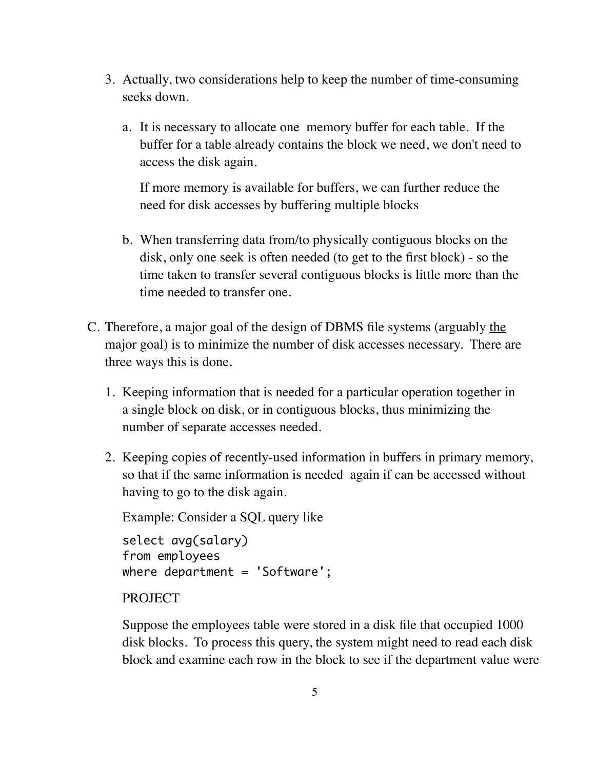3. Actually, two considerations help to keep the number of time-consuming seeks down.

   a. It is necessary to allocate one memory buffer for each table. If the buffer for a table already contains the block we need, we don't need to access the disk again.

      If more memory is available for buffers, we can further reduce the need for disk accesses by buffering multiple blocks

   b. When transferring data from/to physically contiguous blocks on the disk, only one seek is often needed (to get to the first block) - so the time taken to transfer several contiguous blocks is little more than the time needed to transfer one.

C. Therefore, a major goal of the design of DBMS file systems (arguably <u>the</u> major goal) is to minimize the number of disk accesses necessary. There are three ways this is done.

1. Keeping information that is needed for a particular operation together in a single block on disk, or in contiguous blocks, thus minimizing the number of separate accesses needed.

2. Keeping copies of recently-used information in buffers in primary memory, so that if the same information is needed again if can be accessed without having to go to the disk again.

   Example: Consider a SQL query like

   ```
   select avg(salary)
   from employees
   where department = 'Software';
   ```

   PROJECT

   Suppose the employees table were stored in a disk file that occupied 1000 disk blocks. To process this query, the system might need to read each disk block and examine each row in the block to see if the department value were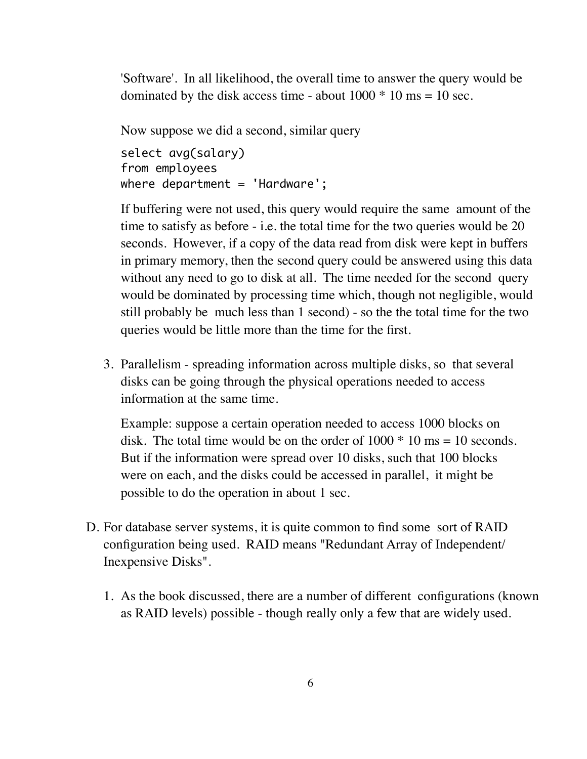'Software'. In all likelihood, the overall time to answer the query would be dominated by the disk access time - about 1000 * 10 ms = 10 sec.

Now suppose we did a second, similar query

```
select avg(salary)
from employees
where department = 'Hardware';
```

If buffering were not used, this query would require the same amount of the time to satisfy as before - i.e. the total time for the two queries would be 20 seconds. However, if a copy of the data read from disk were kept in buffers in primary memory, then the second query could be answered using this data without any need to go to disk at all. The time needed for the second query would be dominated by processing time which, though not negligible, would still probably be much less than 1 second) - so the the total time for the two queries would be little more than the time for the first.

3. Parallelism - spreading information across multiple disks, so that several disks can be going through the physical operations needed to access information at the same time.

   Example: suppose a certain operation needed to access 1000 blocks on disk. The total time would be on the order of 1000 * 10 ms = 10 seconds. But if the information were spread over 10 disks, such that 100 blocks were on each, and the disks could be accessed in parallel, it might be possible to do the operation in about 1 sec.

D. For database server systems, it is quite common to find some sort of RAID configuration being used. RAID means "Redundant Array of Independent/ Inexpensive Disks".

   1. As the book discussed, there are a number of different configurations (known as RAID levels) possible - though really only a few that are widely used.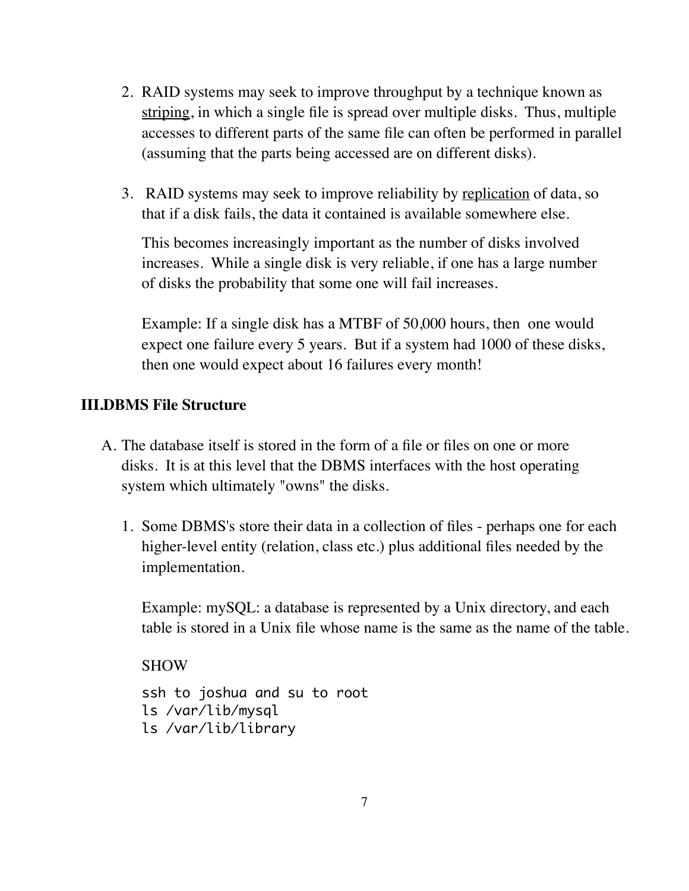2. RAID systems may seek to improve throughput by a technique known as striping, in which a single file is spread over multiple disks. Thus, multiple accesses to different parts of the same file can often be performed in parallel (assuming that the parts being accessed are on different disks).

3. RAID systems may seek to improve reliability by replication of data, so that if a disk fails, the data it contained is available somewhere else.

   This becomes increasingly important as the number of disks involved increases. While a single disk is very reliable, if one has a large number of disks the probability that some one will fail increases.

   Example: If a single disk has a MTBF of 50,000 hours, then one would expect one failure every 5 years. But if a system had 1000 of these disks, then one would expect about 16 failures every month!

## III.DBMS File Structure

A. The database itself is stored in the form of a file or files on one or more disks. It is at this level that the DBMS interfaces with the host operating system which ultimately "owns" the disks.

   1. Some DBMS's store their data in a collection of files - perhaps one for each higher-level entity (relation, class etc.) plus additional files needed by the implementation.

      Example: mySQL: a database is represented by a Unix directory, and each table is stored in a Unix file whose name is the same as the name of the table.

      SHOW

      ```
      ssh to joshua and su to root
      ls /var/lib/mysql
      ls /var/lib/library
      ```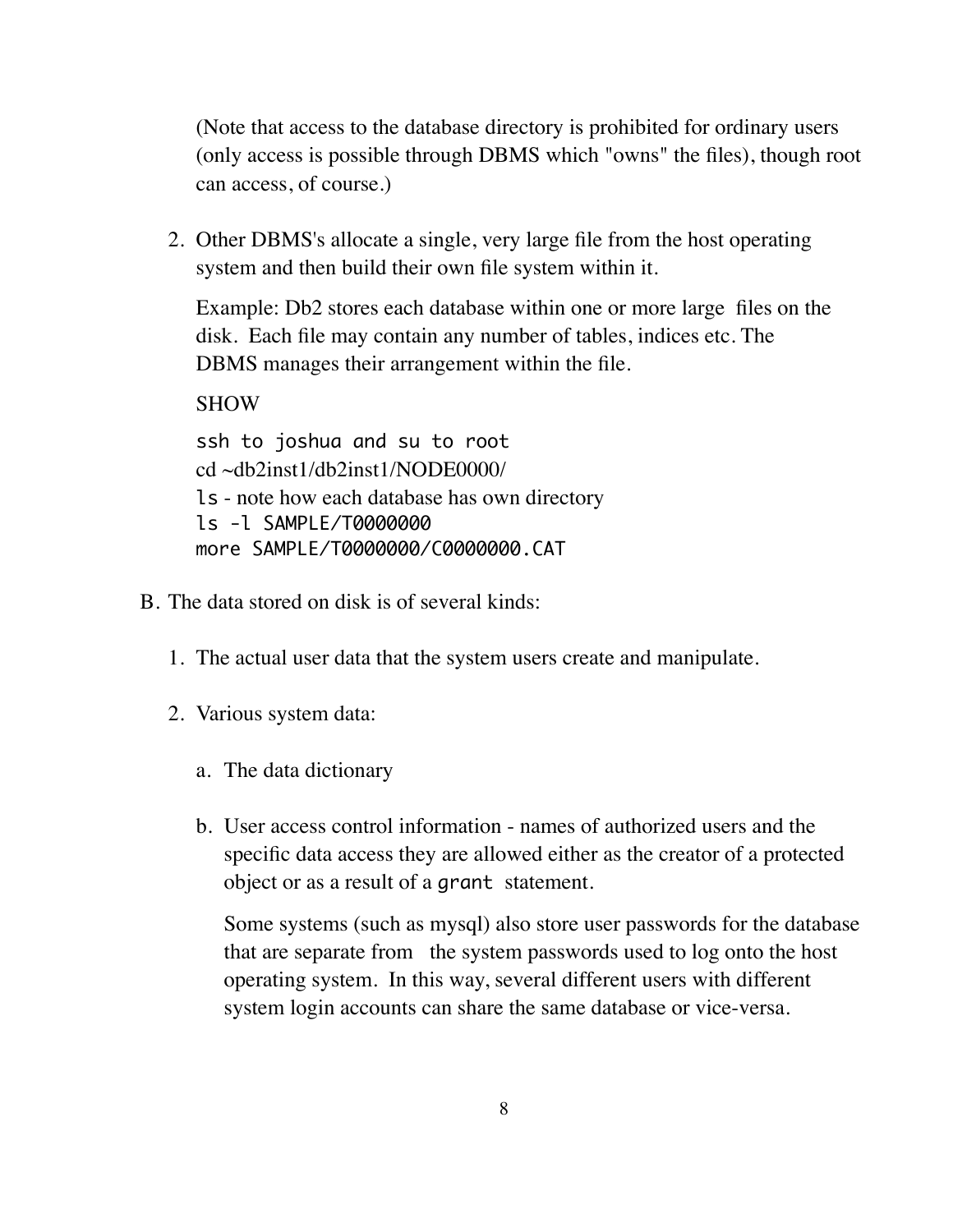(Note that access to the database directory is prohibited for ordinary users (only access is possible through DBMS which "owns" the files), though root can access, of course.)

2. Other DBMS's allocate a single, very large file from the host operating system and then build their own file system within it.

   Example: Db2 stores each database within one or more large files on the disk. Each file may contain any number of tables, indices etc. The DBMS manages their arrangement within the file.

   SHOW

   `ssh to joshua and su to root`
   cd ~db2inst1/db2inst1/NODE0000/
   `ls` - note how each database has own directory
   `ls -l SAMPLE/T0000000`
   `more SAMPLE/T0000000/C0000000.CAT`

B. The data stored on disk is of several kinds:

   1. The actual user data that the system users create and manipulate.

   2. Various system data:

      a. The data dictionary

      b. User access control information - names of authorized users and the specific data access they are allowed either as the creator of a protected object or as a result of a `grant` statement.

         Some systems (such as mysql) also store user passwords for the database that are separate from the system passwords used to log onto the host operating system. In this way, several different users with different system login accounts can share the same database or vice-versa.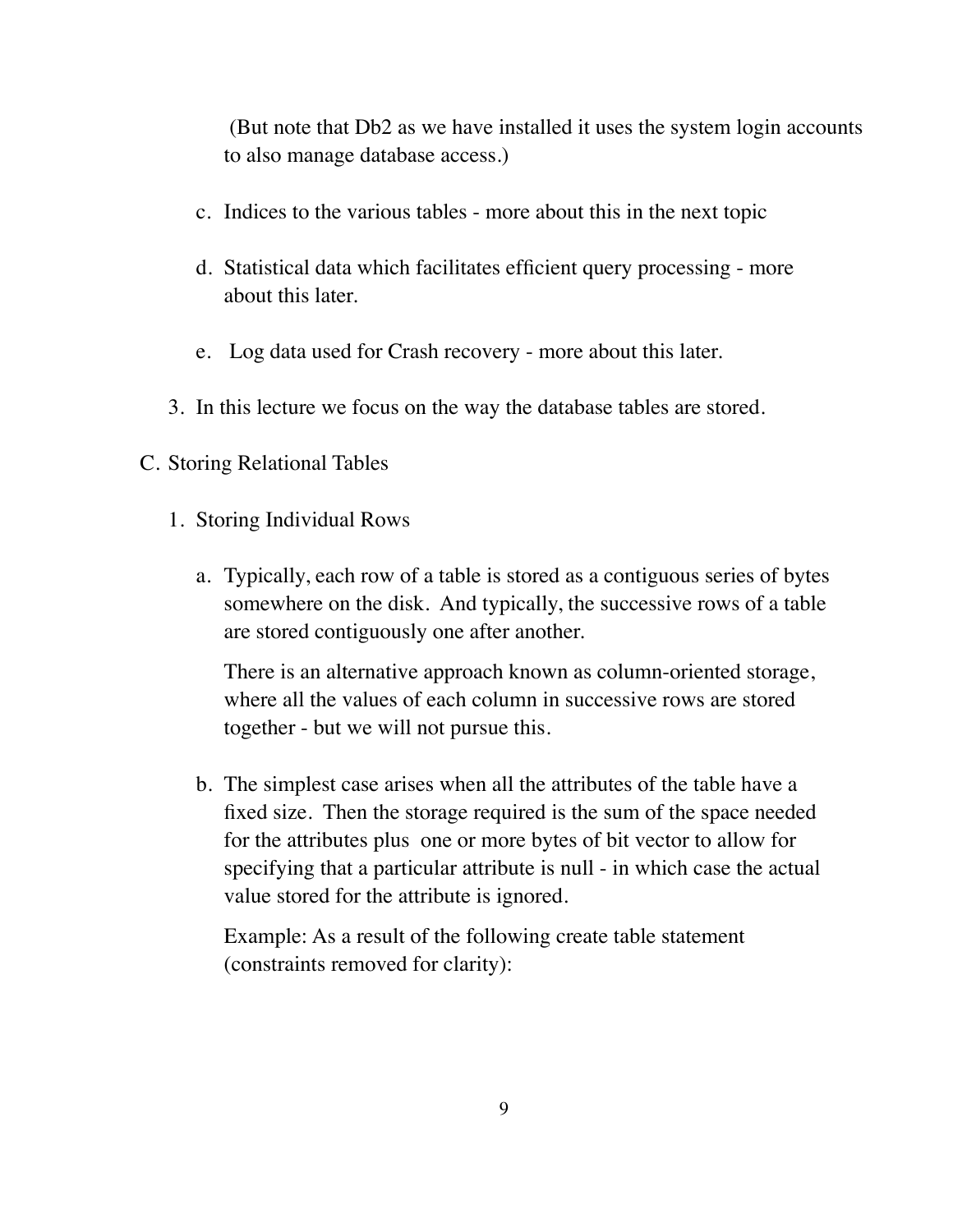(But note that Db2 as we have installed it uses the system login accounts to also manage database access.)

c. Indices to the various tables - more about this in the next topic

d. Statistical data which facilitates efficient query processing - more about this later.

e. Log data used for Crash recovery - more about this later.

3. In this lecture we focus on the way the database tables are stored.

C. Storing Relational Tables

1. Storing Individual Rows

a. Typically, each row of a table is stored as a contiguous series of bytes somewhere on the disk. And typically, the successive rows of a table are stored contiguously one after another.

There is an alternative approach known as column-oriented storage, where all the values of each column in successive rows are stored together - but we will not pursue this.

b. The simplest case arises when all the attributes of the table have a fixed size. Then the storage required is the sum of the space needed for the attributes plus one or more bytes of bit vector to allow for specifying that a particular attribute is null - in which case the actual value stored for the attribute is ignored.

Example: As a result of the following create table statement (constraints removed for clarity):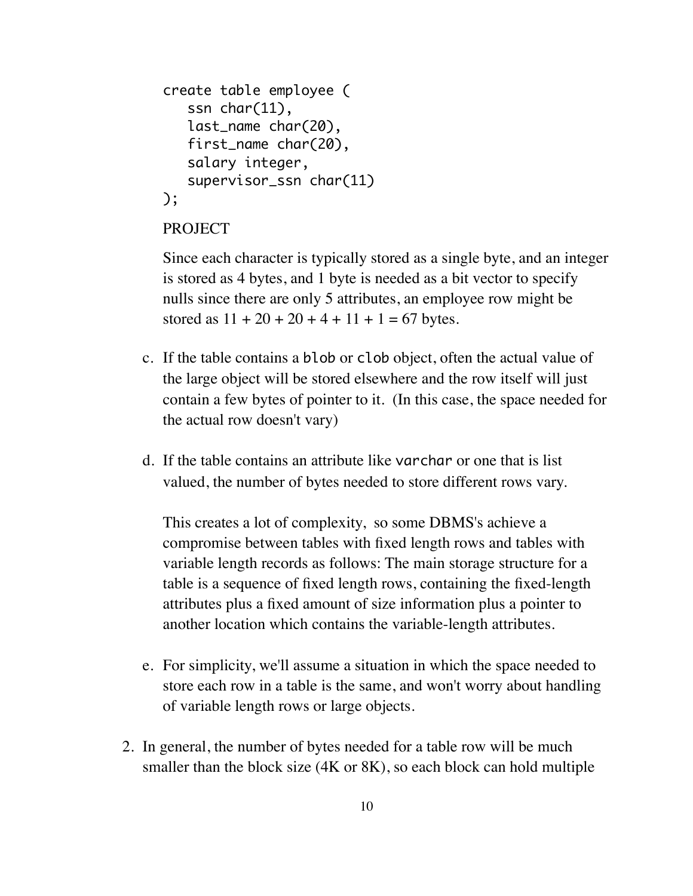```
create table employee (
   ssn char(11),
   last_name char(20),
   first_name char(20),
   salary integer,
   supervisor_ssn char(11)
);
```

PROJECT

Since each character is typically stored as a single byte, and an integer is stored as 4 bytes, and 1 byte is needed as a bit vector to specify nulls since there are only 5 attributes, an employee row might be stored as 11 + 20 + 20 + 4 + 11 + 1 = 67 bytes.

c. If the table contains a `blob` or `clob` object, often the actual value of the large object will be stored elsewhere and the row itself will just contain a few bytes of pointer to it. (In this case, the space needed for the actual row doesn't vary)

d. If the table contains an attribute like `varchar` or one that is list valued, the number of bytes needed to store different rows vary.

   This creates a lot of complexity, so some DBMS's achieve a compromise between tables with fixed length rows and tables with variable length records as follows: The main storage structure for a table is a sequence of fixed length rows, containing the fixed-length attributes plus a fixed amount of size information plus a pointer to another location which contains the variable-length attributes.

e. For simplicity, we'll assume a situation in which the space needed to store each row in a table is the same, and won't worry about handling of variable length rows or large objects.

2. In general, the number of bytes needed for a table row will be much smaller than the block size (4K or 8K), so each block can hold multiple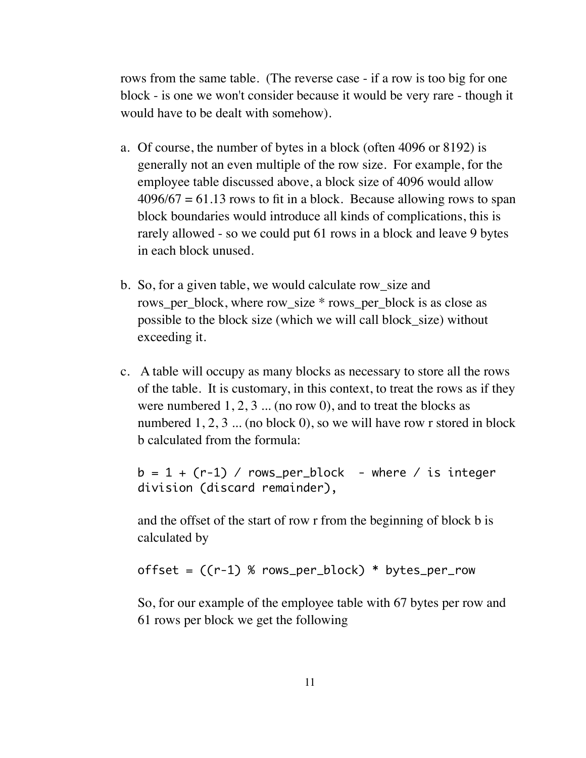rows from the same table. (The reverse case - if a row is too big for one block - is one we won't consider because it would be very rare - though it would have to be dealt with somehow).

a. Of course, the number of bytes in a block (often 4096 or 8192) is generally not an even multiple of the row size. For example, for the employee table discussed above, a block size of 4096 would allow 4096/67 = 61.13 rows to fit in a block. Because allowing rows to span block boundaries would introduce all kinds of complications, this is rarely allowed - so we could put 61 rows in a block and leave 9 bytes in each block unused.

b. So, for a given table, we would calculate row_size and rows_per_block, where row_size * rows_per_block is as close as possible to the block size (which we will call block_size) without exceeding it.

c. A table will occupy as many blocks as necessary to store all the rows of the table. It is customary, in this context, to treat the rows as if they were numbered 1, 2, 3 ... (no row 0), and to treat the blocks as numbered 1, 2, 3 ... (no block 0), so we will have row r stored in block b calculated from the formula:

   ```
   b = 1 + (r-1) / rows_per_block  - where / is integer
   division (discard remainder),
   ```

   and the offset of the start of row r from the beginning of block b is calculated by

   ```
   offset = ((r-1) % rows_per_block) * bytes_per_row
   ```

   So, for our example of the employee table with 67 bytes per row and 61 rows per block we get the following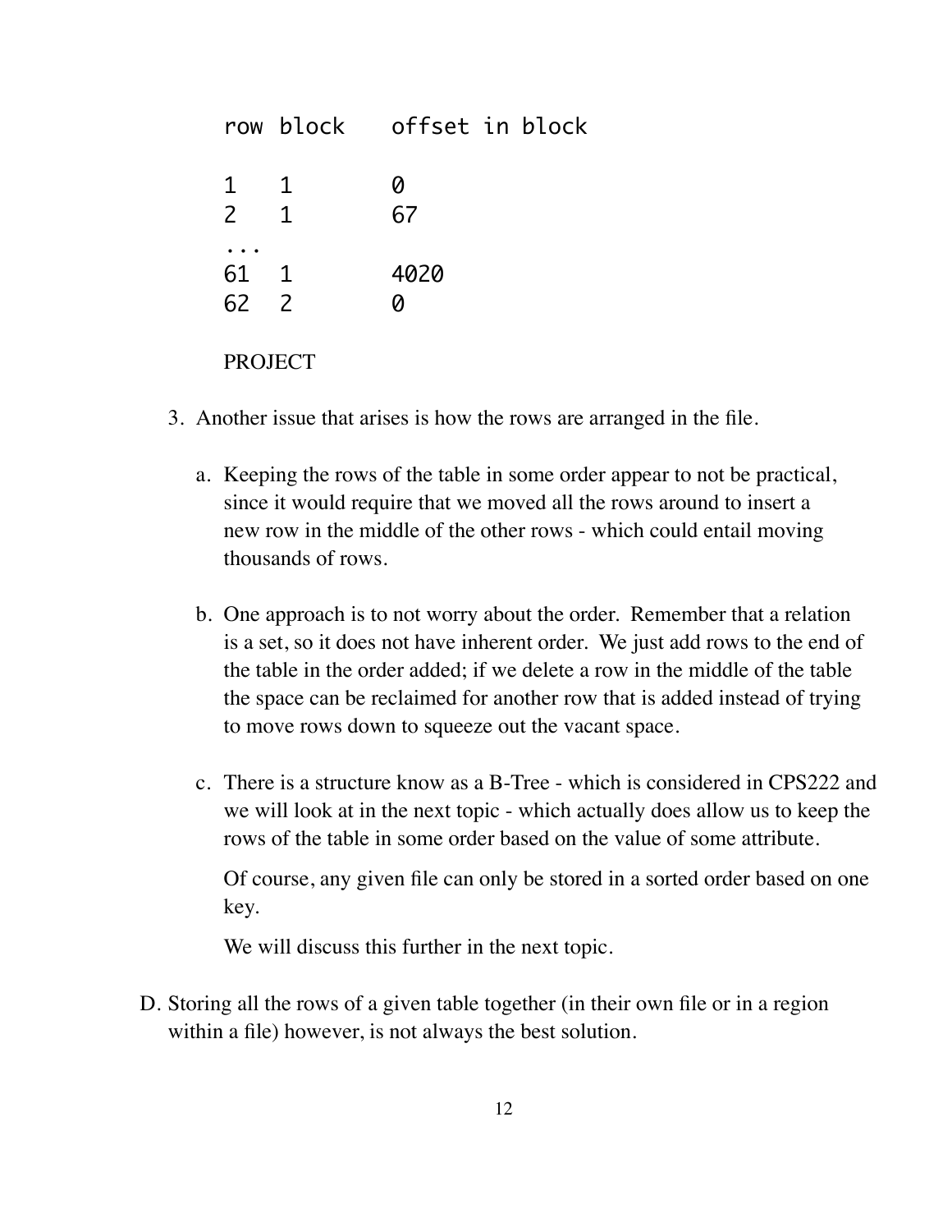```
row  block    offset in block

1    1        0
2    1        67
...
61   1        4020
62   2        0
```

PROJECT

3. Another issue that arises is how the rows are arranged in the file.

   a. Keeping the rows of the table in some order appear to not be practical, since it would require that we moved all the rows around to insert a new row in the middle of the other rows - which could entail moving thousands of rows.

   b. One approach is to not worry about the order. Remember that a relation is a set, so it does not have inherent order. We just add rows to the end of the table in the order added; if we delete a row in the middle of the table the space can be reclaimed for another row that is added instead of trying to move rows down to squeeze out the vacant space.

   c. There is a structure know as a B-Tree - which is considered in CPS222 and we will look at in the next topic - which actually does allow us to keep the rows of the table in some order based on the value of some attribute.

      Of course, any given file can only be stored in a sorted order based on one key.

      We will discuss this further in the next topic.

D. Storing all the rows of a given table together (in their own file or in a region within a file) however, is not always the best solution.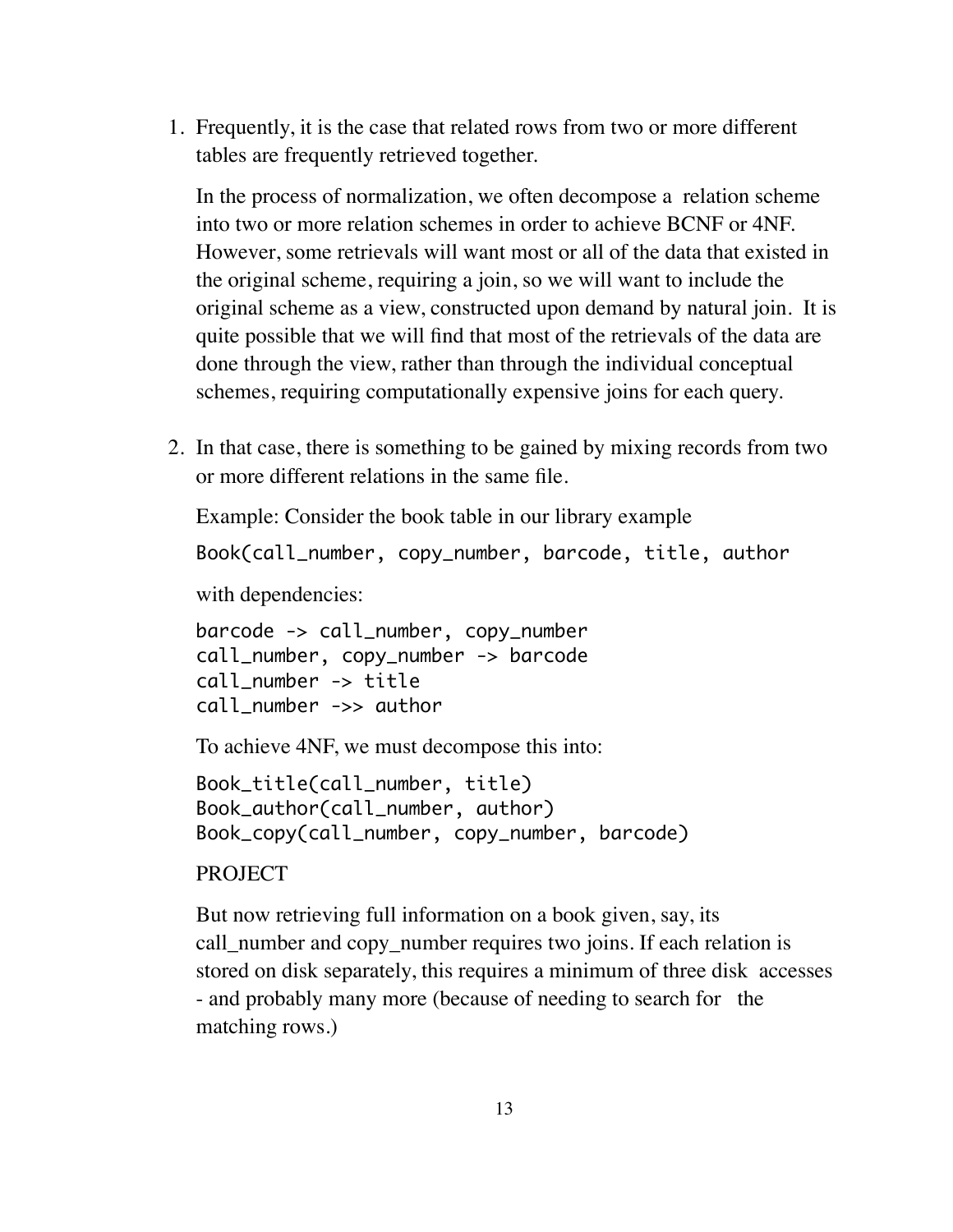1. Frequently, it is the case that related rows from two or more different tables are frequently retrieved together.

   In the process of normalization, we often decompose a relation scheme into two or more relation schemes in order to achieve BCNF or 4NF. However, some retrievals will want most or all of the data that existed in the original scheme, requiring a join, so we will want to include the original scheme as a view, constructed upon demand by natural join. It is quite possible that we will find that most of the retrievals of the data are done through the view, rather than through the individual conceptual schemes, requiring computationally expensive joins for each query.

2. In that case, there is something to be gained by mixing records from two or more different relations in the same file.

   Example: Consider the book table in our library example

   ```
   Book(call_number, copy_number, barcode, title, author
   ```

   with dependencies:

   ```
   barcode -> call_number, copy_number
   call_number, copy_number -> barcode
   call_number -> title
   call_number ->> author
   ```

   To achieve 4NF, we must decompose this into:

   ```
   Book_title(call_number, title)
   Book_author(call_number, author)
   Book_copy(call_number, copy_number, barcode)
   ```

   PROJECT

   But now retrieving full information on a book given, say, its call_number and copy_number requires two joins. If each relation is stored on disk separately, this requires a minimum of three disk accesses - and probably many more (because of needing to search for the matching rows.)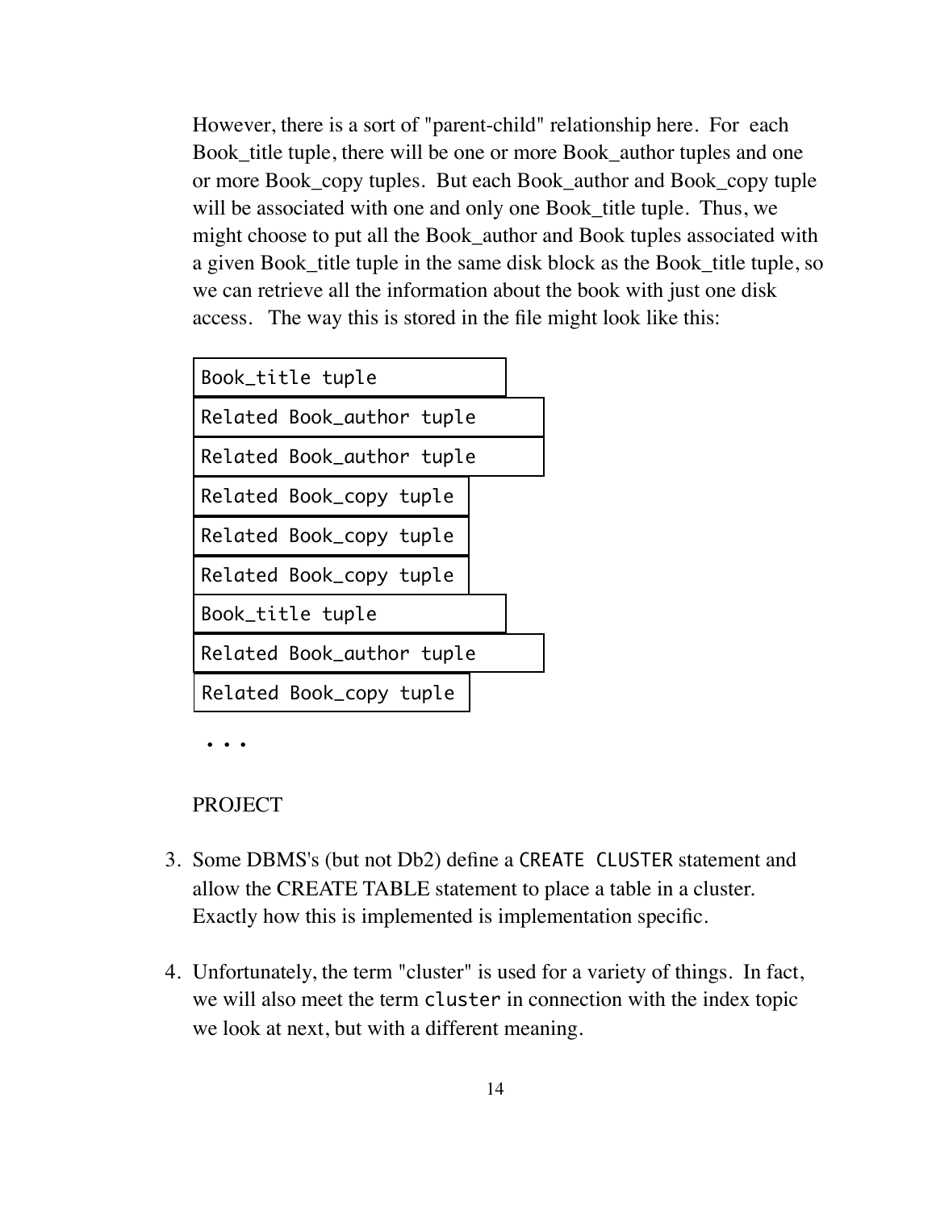However, there is a sort of "parent-child" relationship here. For each Book_title tuple, there will be one or more Book_author tuples and one or more Book_copy tuples. But each Book_author and Book_copy tuple will be associated with one and only one Book_title tuple. Thus, we might choose to put all the Book_author and Book tuples associated with a given Book_title tuple in the same disk block as the Book_title tuple, so we can retrieve all the information about the book with just one disk access. The way this is stored in the file might look like this:

```
Book_title tuple
Related Book_author tuple
Related Book_author tuple
Related Book_copy tuple
Related Book_copy tuple
Related Book_copy tuple
Book_title tuple
Related Book_author tuple
Related Book_copy tuple
. . .
```

PROJECT

3. Some DBMS's (but not Db2) define a `CREATE CLUSTER` statement and allow the CREATE TABLE statement to place a table in a cluster. Exactly how this is implemented is implementation specific.

4. Unfortunately, the term "cluster" is used for a variety of things. In fact, we will also meet the term `cluster` in connection with the index topic we look at next, but with a different meaning.